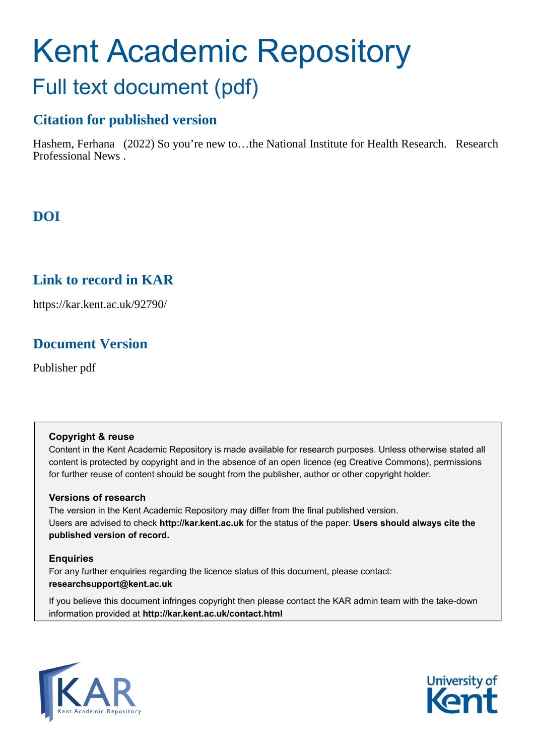# Kent Academic Repository

## Full text document (pdf)

### Citation for published version

Hashem, Ferhana (2022) So you're new to…the National Institute for Health Research. Research Professional News .

### DOI

### Link to record in KAR

https://kar.kent.ac.uk/92790/

### Document Version

Publisher pdf

**Copyright & reuse**

Content in the Kent Academic Repository is made available for research purposes. Unless otherwise stated all content is protected by copyright and in the absence of an open licence (eg Creative Commons), permissions for further reuse of content should be sought from the publisher, author or other copyright holder.

**Versions of research**

The version in the Kent Academic Repository may differ from the final published version. Users are advised to check **http://kar.kent.ac.uk** for the status of the paper. **Users should always cite the published version of record.**

**Enquiries**

For any further enquiries regarding the licence status of this document, please contact: **researchsupport@kent.ac.uk**

If you believe this document infringes copyright then please contact the KAR admin team with the take-down information provided at **http://kar.kent.ac.uk/contact.html**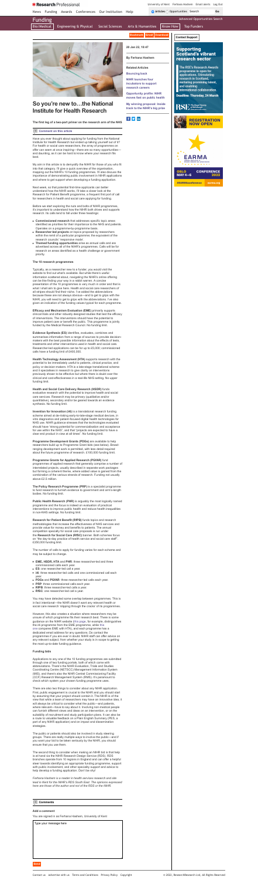# So you're new to...the National Institute for Health Research

**The first leg of a two-part primer on the research arm of the NHS**

20 Jan 22, 10:47

By Ferhana Hashem

Have you ever thought about applying for funding from the National Institute for Health Research but ended up talking yourself out of it? For health or social care researchers, the array of programmes on offer can seem at once inspiring—there are so many opportunities—and daunting, as it can be hard to know where your research fits best.

My aim in this article is to demystify the NIHR for those of you who fit into that category. I'll give a quick overview of the organisation, mapping out the NIHR's 10 funding programmes. I'll also discuss the importance of demonstrating public involvement in NIHR applications and where to get support when developing a funding application.

Next week, so that potential first-time applicants can better understand how the NIHR works, I'll take a closer look at the Research for Patient Benefit programme, a frequent first port of call for researchers in health and social care applying for funding.

Before we start exploring the nuts and bolts of NIHR programmes, it's important to understand how the NIHR both drives and supports research. Its calls tend to fall under three headings:

- **Commissioned research** that addresses specific topic areas identified as priorities for their importance to the NHS and patients. Operates on a programme-by-programme basis.
- **Researcher-led projects** on topics proposed by researchers within the remit of a particular programme; the equivalent of the research councils' 'responsive mode'.
- **Themed funding opportunities** arise as annual calls and are advertised across all of the NIHR's programmes. Calls will be for research on areas identified as a health challenge or government priority.

## The 10 research programmes

Typically, as a researcher new to a funder, you would visit the website to find out what's available. But while there's useful information scattered about, navigating the NIHR's online offering can be like finding your way in a rabbit warren. A concise presentation of the 10 programmes is very much in order and that is what I shall aim to give here. Health and social care researchers of all stripes should find their niche. I've added the abbreviations because these are not always obvious—and to get to grips with the NIHR, you will need to get to grips with the abbreviations. I've also given an indication of the funding values typical for each programme.

**Efficacy and Mechanism Evaluation (EME)** primarily supports clinical trials and other robustly designed studies that test the efficacy of interventions. The interventions should have the potential to improve patient care or benefit the public. This programme is jointly funded by the Medical Research Council. No funding limit.

**Evidence Synthesis (ES)** identifies, evaluates, combines and summarises information from a range of sources to provide decision-makers with the best possible information about the effects of tests, treatments and other interventions used in health and social care. Researcher-led applications can be for up to £5,000; commissioned calls have a funding limit of £400,000.

**Health Technology Assessment (HTA)** supports research with the potential to be immediately useful to patients, clinical practice, and policy or decision-makers. HTA is a late-stage translational scheme and it specialises in research to give clarity on interventions previously shown to be effective but where there is doubt over the clinical and cost-effectiveness in a real-life NHS setting. No upper funding limit.

**Health and Social Care Delivery Research (HSDR)** funds evaluative research with the potential to improve health and social care services. Research may be primary (qualitative and/or quantitative), secondary and/or be geared towards an evidence synthesis. No funding limit.

**Invention for Innovation (i4i)** is a translational research funding scheme aimed at de-risking early-to-late-stage medical devices, in vitro diagnostics and patient-focused digital health technologies for NHS use. NIHR guidance stresses that the technologies evaluated should have "strong potential for commercialisation and acceptance for use within the NHS", and that "projects are expected to have a clear end product in view at all times". No funding limit.

**Programme Development Grants (PDGs)** are available to help researchers build up to Programme Grant bids (see below). Broad-ranging development work is permitted, with less detail required about the future programme of research. £100,000 funding limit.

**Programme Grants for Applied Research (PGfAR)** fund programmes of applied research that generally comprise a number of interrelated projects, usually described in separate work packages but forming a coherent theme, where added value is gained from the combination of the various strands of research. Funding not usually above £2.5 million.

**The Policy Research Programme (PRP)** is a specialist programme to fund research to furnish evidence to government and arm's-length bodies. No funding limit.

**Public Health Research (PHR)** is arguably the most logically named programme and the focus is indeed on evaluation of practical interventions to improve public health and reduce health inequalities in non-NHS settings. No funding limit.

**Research for Patient Benefit (RfPB)** funds topics and research methodologies that increase the effectiveness of NHS services and provide value for money and benefits to patients. The annual competition specially for social care proposals is run under the **Research for Social Care (RfSC)** banner. Both schemes focus on "the day-to-day practice of health service and social care staff". £350,000 funding limit.

The number of calls to apply for funding varies for each scheme and may be subject to change.

- **EME, HSDR, HTA** and **PHR**: three researcher-led and three commissioned calls each year.
- **ES**: one researcher-led call a year.
- **i4i**: three researcher-led calls and one commissioned call each year.
- **PDGs** and **PGfAR**: three researcher-led calls each year.
- **PRP**: three commissioned calls each year.
- **RfPB**: three researcher-led calls a year.
- **RfSC**: one researcher-led call a year.

You may have detected some overlap between programmes. This is in fact intentional—the NIHR doesn't want any relevant health or social care research 'slipping through the cracks' of its programmes.

However, this also creates a situation where researchers may be unsure of which programme fits their research best. There is some guidance on the NIHR website (this page, for example, distinguishes the i4i programme from the EME programme, while this one compares EME with HTA), and each programme has a dedicated email address for any questions. Do contact the programmes if you are ever in doubt: NIHR staff can offer advice on any relevant subject, from whether your study is in scope to getting the most up-to-date funding guidance.

## Funding bids

Applications to any one of the 10 funding programmes are submitted through one of two funding portals, both of which come with abbreviations. There's the NIHR Evaluation, Trials and Studies Coordinating Centre (NETSCC) Management Information System (MIS), and there's also the NIHR Central Commissioning Facility (CCF) Research Management System (RMS). It's paramount to check which system your chosen funding programme uses.

There are also two things to consider about any NIHR application. First, public engagement is crucial to the NIHR and you should start by assuming that your project should contain it. The NIHR is of the view that while a team of researchers may have an innovative idea, it will always be critical to consider what the public—and patients, where relevant—have to say about it. Involving non-medical people can furnish different views and ideas on an intervention, or on the suitability of recruitment and study participation plans. It can also be a route to valuable feedback on a Plain English Summary (PES, a part of any NIHR application) and on impact and dissemination strategies.

The public or patients should also be involved in study steering groups. There are really multiple ways to involve the public—and if you want your bid to be taken seriously by the NIHR, you should ensure that you use them.

The second thing to consider when making an NIHR bid is that help is at hand via the NIHR Research Design Service (RDS). RDS branches operate from 10 regions in England and can offer a helpful steer towards identifying an appropriate funding programme, support with public involvement, and other speciality support and advice to help develop a funding application. Don't be shy!

*Ferhana Hashem is a reader in health services research and site lead in Kent for the NIHR's RDS South East. The opinions expressed here are those of the author and not of the RDS or the NIHR.*